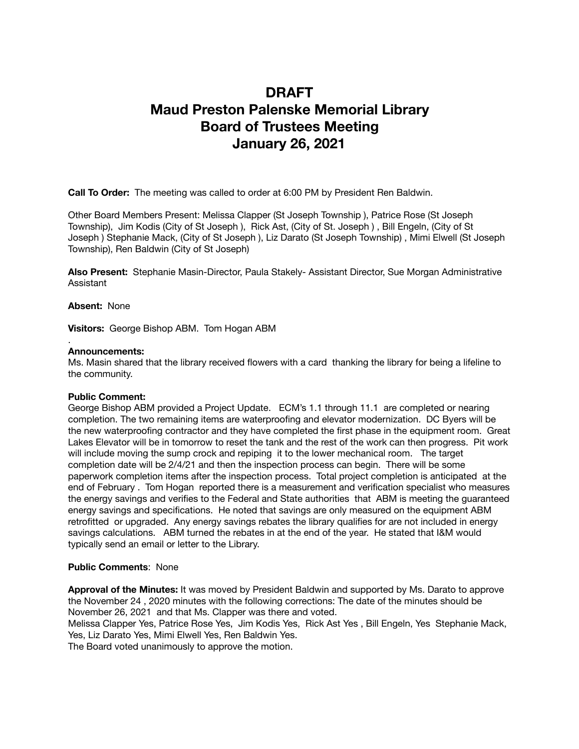# DRAFT
# Maud Preston Palenske Memorial Library
# Board of Trustees Meeting
# January 26, 2021

**Call To Order:** The meeting was called to order at 6:00 PM by President Ren Baldwin.

Other Board Members Present: Melissa Clapper (St Joseph Township ), Patrice Rose (St Joseph Township), Jim Kodis (City of St Joseph ), Rick Ast, (City of St. Joseph ) , Bill Engeln, (City of St Joseph ) Stephanie Mack, (City of St Joseph ), Liz Darato (St Joseph Township) , Mimi Elwell (St Joseph Township), Ren Baldwin (City of St Joseph)

**Also Present:** Stephanie Masin-Director, Paula Stakely- Assistant Director, Sue Morgan Administrative Assistant

**Absent:** None

**Visitors:** George Bishop ABM. Tom Hogan ABM

.

**Announcements:**

Ms. Masin shared that the library received flowers with a card thanking the library for being a lifeline to the community.

**Public Comment:**

George Bishop ABM provided a Project Update. ECM's 1.1 through 11.1 are completed or nearing completion. The two remaining items are waterproofing and elevator modernization. DC Byers will be the new waterproofing contractor and they have completed the first phase in the equipment room. Great Lakes Elevator will be in tomorrow to reset the tank and the rest of the work can then progress. Pit work will include moving the sump crock and repiping it to the lower mechanical room. The target completion date will be 2/4/21 and then the inspection process can begin. There will be some paperwork completion items after the inspection process. Total project completion is anticipated at the end of February . Tom Hogan reported there is a measurement and verification specialist who measures the energy savings and verifies to the Federal and State authorities that ABM is meeting the guaranteed energy savings and specifications. He noted that savings are only measured on the equipment ABM retrofitted or upgraded. Any energy savings rebates the library qualifies for are not included in energy savings calculations. ABM turned the rebates in at the end of the year. He stated that I&M would typically send an email or letter to the Library.

**Public Comments**: None

**Approval of the Minutes:** It was moved by President Baldwin and supported by Ms. Darato to approve the November 24 , 2020 minutes with the following corrections: The date of the minutes should be November 26, 2021 and that Ms. Clapper was there and voted.

Melissa Clapper Yes, Patrice Rose Yes, Jim Kodis Yes, Rick Ast Yes , Bill Engeln, Yes Stephanie Mack, Yes, Liz Darato Yes, Mimi Elwell Yes, Ren Baldwin Yes.

The Board voted unanimously to approve the motion.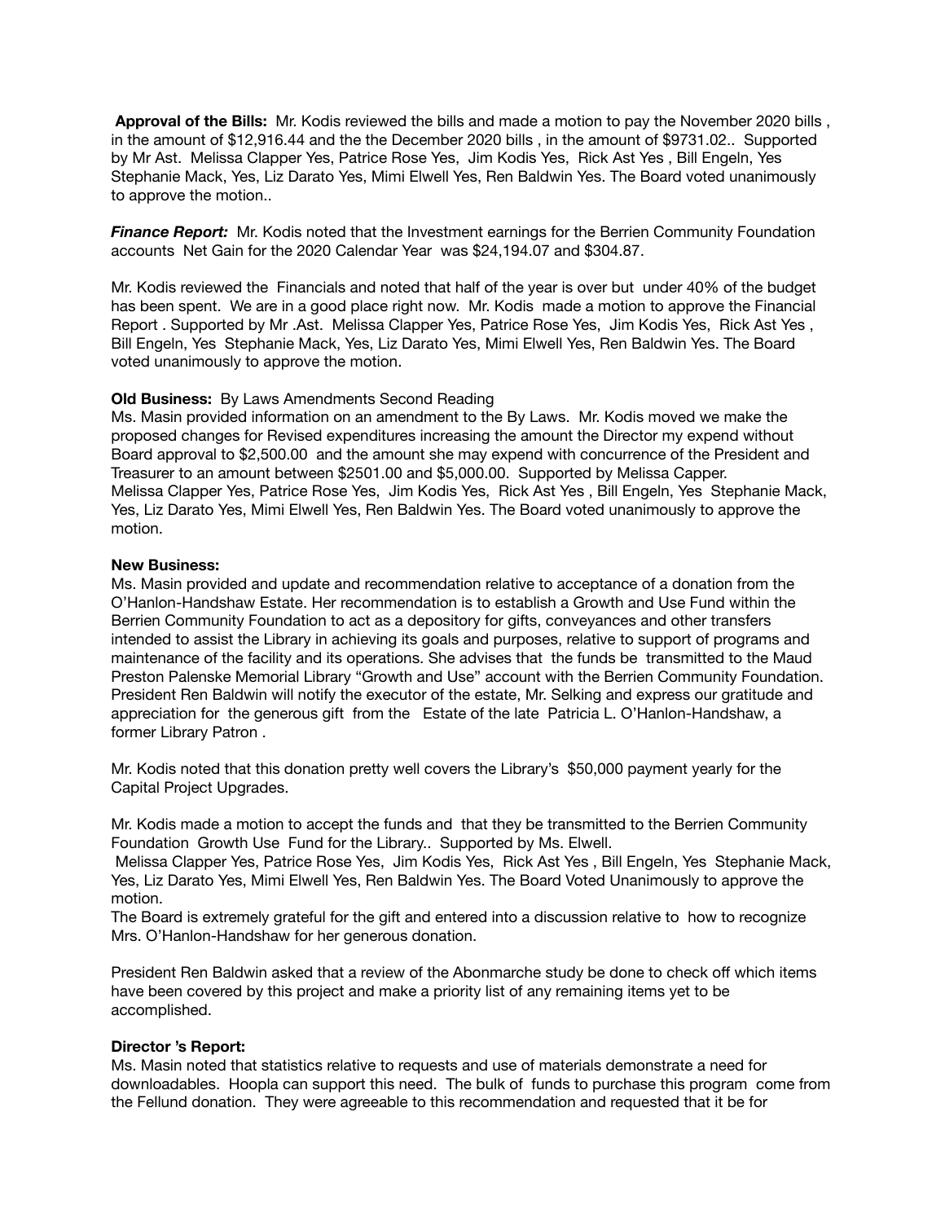**Approval of the Bills:** Mr. Kodis reviewed the bills and made a motion to pay the November 2020 bills , in the amount of $12,916.44 and the the December 2020 bills , in the amount of $9731.02.. Supported by Mr Ast. Melissa Clapper Yes, Patrice Rose Yes, Jim Kodis Yes, Rick Ast Yes , Bill Engeln, Yes Stephanie Mack, Yes, Liz Darato Yes, Mimi Elwell Yes, Ren Baldwin Yes. The Board voted unanimously to approve the motion..

***Finance Report:*** Mr. Kodis noted that the Investment earnings for the Berrien Community Foundation accounts Net Gain for the 2020 Calendar Year was $24,194.07 and $304.87.

Mr. Kodis reviewed the Financials and noted that half of the year is over but under 40% of the budget has been spent. We are in a good place right now. Mr. Kodis made a motion to approve the Financial Report . Supported by Mr .Ast. Melissa Clapper Yes, Patrice Rose Yes, Jim Kodis Yes, Rick Ast Yes , Bill Engeln, Yes Stephanie Mack, Yes, Liz Darato Yes, Mimi Elwell Yes, Ren Baldwin Yes. The Board voted unanimously to approve the motion.

**Old Business:** By Laws Amendments Second Reading
Ms. Masin provided information on an amendment to the By Laws. Mr. Kodis moved we make the proposed changes for Revised expenditures increasing the amount the Director my expend without Board approval to $2,500.00 and the amount she may expend with concurrence of the President and Treasurer to an amount between $2501.00 and $5,000.00. Supported by Melissa Capper. Melissa Clapper Yes, Patrice Rose Yes, Jim Kodis Yes, Rick Ast Yes , Bill Engeln, Yes Stephanie Mack, Yes, Liz Darato Yes, Mimi Elwell Yes, Ren Baldwin Yes. The Board voted unanimously to approve the motion.

**New Business:**
Ms. Masin provided and update and recommendation relative to acceptance of a donation from the O'Hanlon-Handshaw Estate. Her recommendation is to establish a Growth and Use Fund within the Berrien Community Foundation to act as a depository for gifts, conveyances and other transfers intended to assist the Library in achieving its goals and purposes, relative to support of programs and maintenance of the facility and its operations. She advises that the funds be transmitted to the Maud Preston Palenske Memorial Library "Growth and Use" account with the Berrien Community Foundation. President Ren Baldwin will notify the executor of the estate, Mr. Selking and express our gratitude and appreciation for the generous gift from the Estate of the late Patricia L. O'Hanlon-Handshaw, a former Library Patron .

Mr. Kodis noted that this donation pretty well covers the Library's $50,000 payment yearly for the Capital Project Upgrades.

Mr. Kodis made a motion to accept the funds and that they be transmitted to the Berrien Community Foundation Growth Use Fund for the Library.. Supported by Ms. Elwell.
Melissa Clapper Yes, Patrice Rose Yes, Jim Kodis Yes, Rick Ast Yes , Bill Engeln, Yes Stephanie Mack, Yes, Liz Darato Yes, Mimi Elwell Yes, Ren Baldwin Yes. The Board Voted Unanimously to approve the motion.
The Board is extremely grateful for the gift and entered into a discussion relative to how to recognize Mrs. O'Hanlon-Handshaw for her generous donation.

President Ren Baldwin asked that a review of the Abonmarche study be done to check off which items have been covered by this project and make a priority list of any remaining items yet to be accomplished.

**Director 's Report:**
Ms. Masin noted that statistics relative to requests and use of materials demonstrate a need for downloadables. Hoopla can support this need. The bulk of funds to purchase this program come from the Fellund donation. They were agreeable to this recommendation and requested that it be for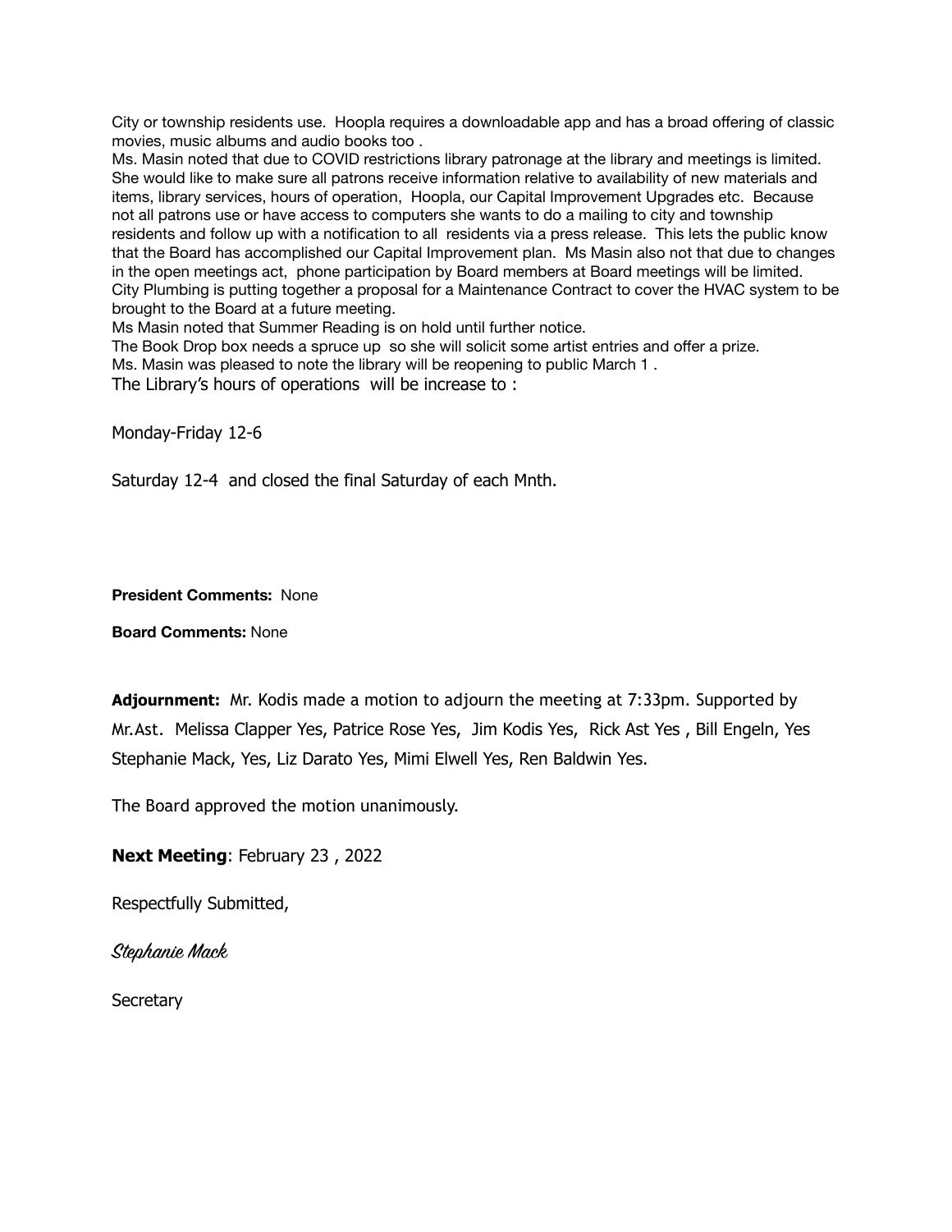City or township residents use. Hoopla requires a downloadable app and has a broad offering of classic movies, music albums and audio books too .
Ms. Masin noted that due to COVID restrictions library patronage at the library and meetings is limited. She would like to make sure all patrons receive information relative to availability of new materials and items, library services, hours of operation, Hoopla, our Capital Improvement Upgrades etc. Because not all patrons use or have access to computers she wants to do a mailing to city and township residents and follow up with a notification to all residents via a press release. This lets the public know that the Board has accomplished our Capital Improvement plan. Ms Masin also not that due to changes in the open meetings act, phone participation by Board members at Board meetings will be limited.
City Plumbing is putting together a proposal for a Maintenance Contract to cover the HVAC system to be brought to the Board at a future meeting.
Ms Masin noted that Summer Reading is on hold until further notice.
The Book Drop box needs a spruce up so she will solicit some artist entries and offer a prize.
Ms. Masin was pleased to note the library will be reopening to public March 1 .
The Library's hours of operations will be increase to :

Monday-Friday 12-6

Saturday 12-4 and closed the final Saturday of each Mnth.

**President Comments:** None

**Board Comments:** None

**Adjournment:** Mr. Kodis made a motion to adjourn the meeting at 7:33pm. Supported by Mr.Ast. Melissa Clapper Yes, Patrice Rose Yes, Jim Kodis Yes, Rick Ast Yes , Bill Engeln, Yes Stephanie Mack, Yes, Liz Darato Yes, Mimi Elwell Yes, Ren Baldwin Yes.

The Board approved the motion unanimously.

**Next Meeting**: February 23 , 2022

Respectfully Submitted,

*Stephanie Mack*

Secretary